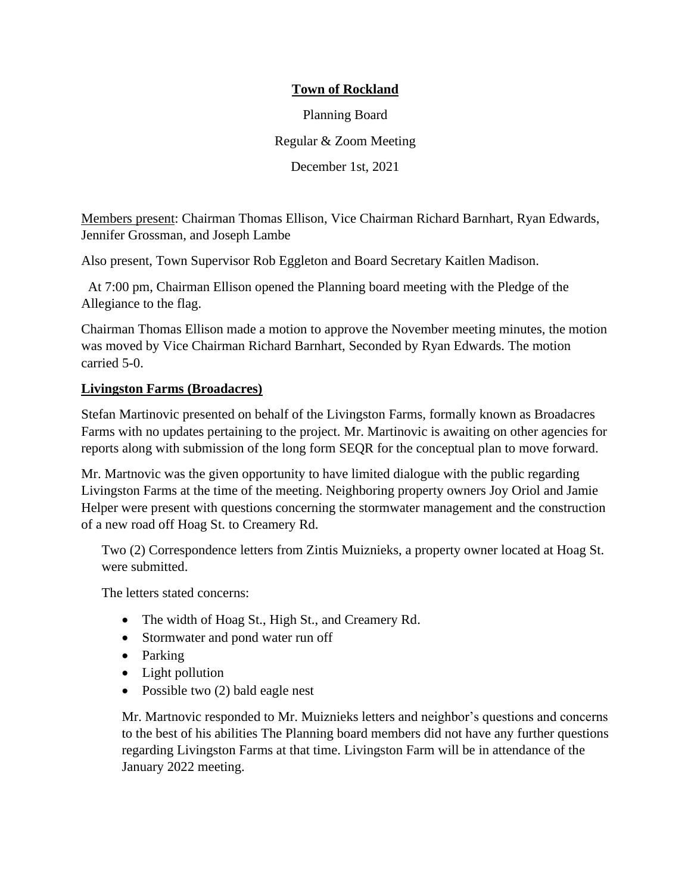**Town of Rockland**

Planning Board

Regular & Zoom Meeting

December 1st, 2021

Members present: Chairman Thomas Ellison, Vice Chairman Richard Barnhart, Ryan Edwards, Jennifer Grossman, and Joseph Lambe

Also present, Town Supervisor Rob Eggleton and Board Secretary Kaitlen Madison.

At 7:00 pm, Chairman Ellison opened the Planning board meeting with the Pledge of the Allegiance to the flag.

Chairman Thomas Ellison made a motion to approve the November meeting minutes, the motion was moved by Vice Chairman Richard Barnhart, Seconded by Ryan Edwards. The motion carried 5-0.

**Livingston Farms (Broadacres)**

Stefan Martinovic presented on behalf of the Livingston Farms, formally known as Broadacres Farms with no updates pertaining to the project. Mr. Martinovic is awaiting on other agencies for reports along with submission of the long form SEQR for the conceptual plan to move forward.

Mr. Martnovic was the given opportunity to have limited dialogue with the public regarding Livingston Farms at the time of the meeting. Neighboring property owners Joy Oriol and Jamie Helper were present with questions concerning the stormwater management and the construction of a new road off Hoag St. to Creamery Rd.

Two (2) Correspondence letters from Zintis Muiznieks, a property owner located at Hoag St. were submitted.

The letters stated concerns:

- The width of Hoag St., High St., and Creamery Rd.
- Stormwater and pond water run off
- Parking
- Light pollution
- Possible two (2) bald eagle nest

Mr. Martnovic responded to Mr. Muiznieks letters and neighbor's questions and concerns to the best of his abilities The Planning board members did not have any further questions regarding Livingston Farms at that time. Livingston Farm will be in attendance of the January 2022 meeting.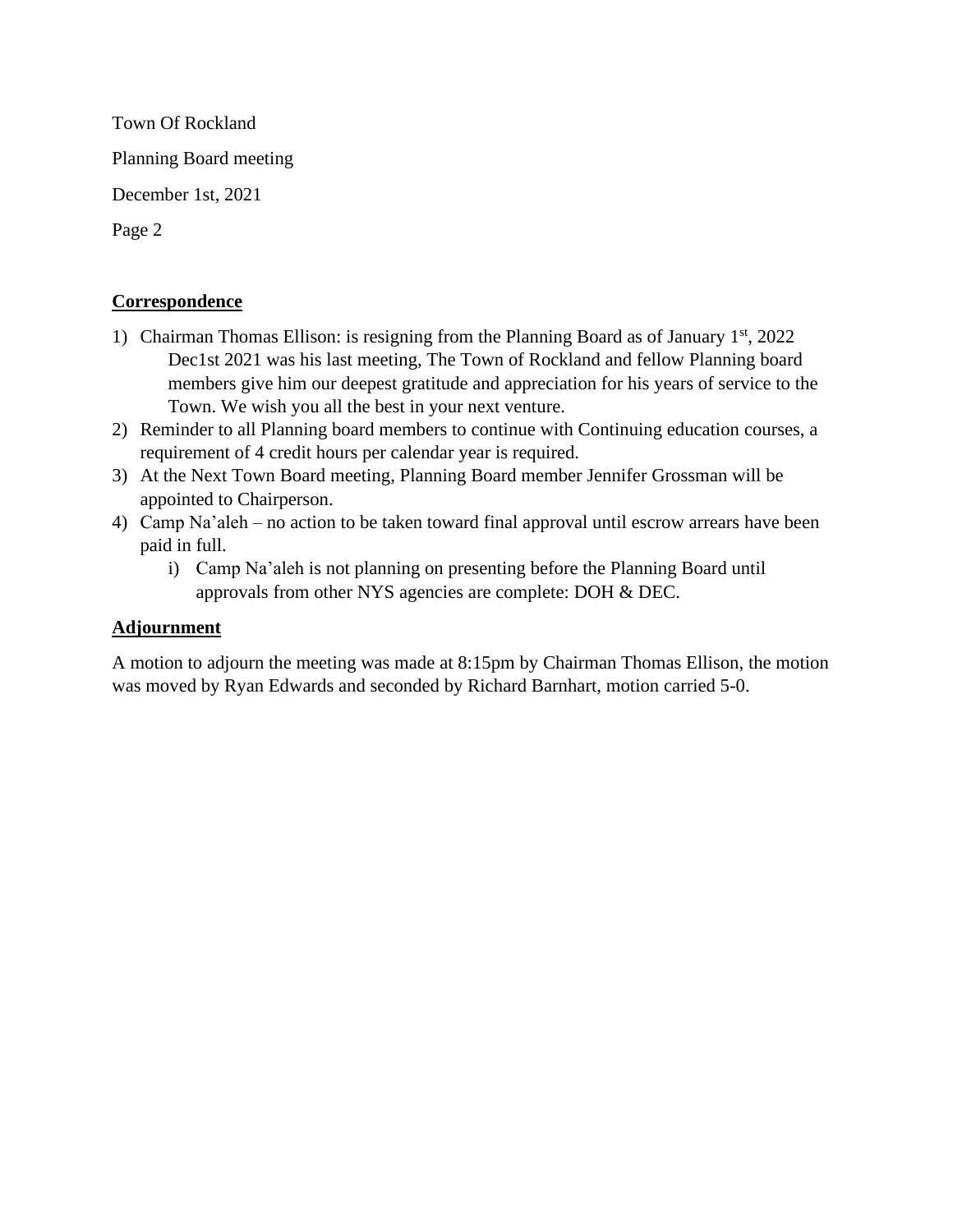## Correspondence

1) Chairman Thomas Ellison: is resigning from the Planning Board as of January 1st, 2022 Dec1st 2021 was his last meeting, The Town of Rockland and fellow Planning board members give him our deepest gratitude and appreciation for his years of service to the Town. We wish you all the best in your next venture.
2) Reminder to all Planning board members to continue with Continuing education courses, a requirement of 4 credit hours per calendar year is required.
3) At the Next Town Board meeting, Planning Board member Jennifer Grossman will be appointed to Chairperson.
4) Camp Na'aleh – no action to be taken toward final approval until escrow arrears have been paid in full.
   i) Camp Na'aleh is not planning on presenting before the Planning Board until approvals from other NYS agencies are complete: DOH & DEC.

## Adjournment

A motion to adjourn the meeting was made at 8:15pm by Chairman Thomas Ellison, the motion was moved by Ryan Edwards and seconded by Richard Barnhart, motion carried 5-0.